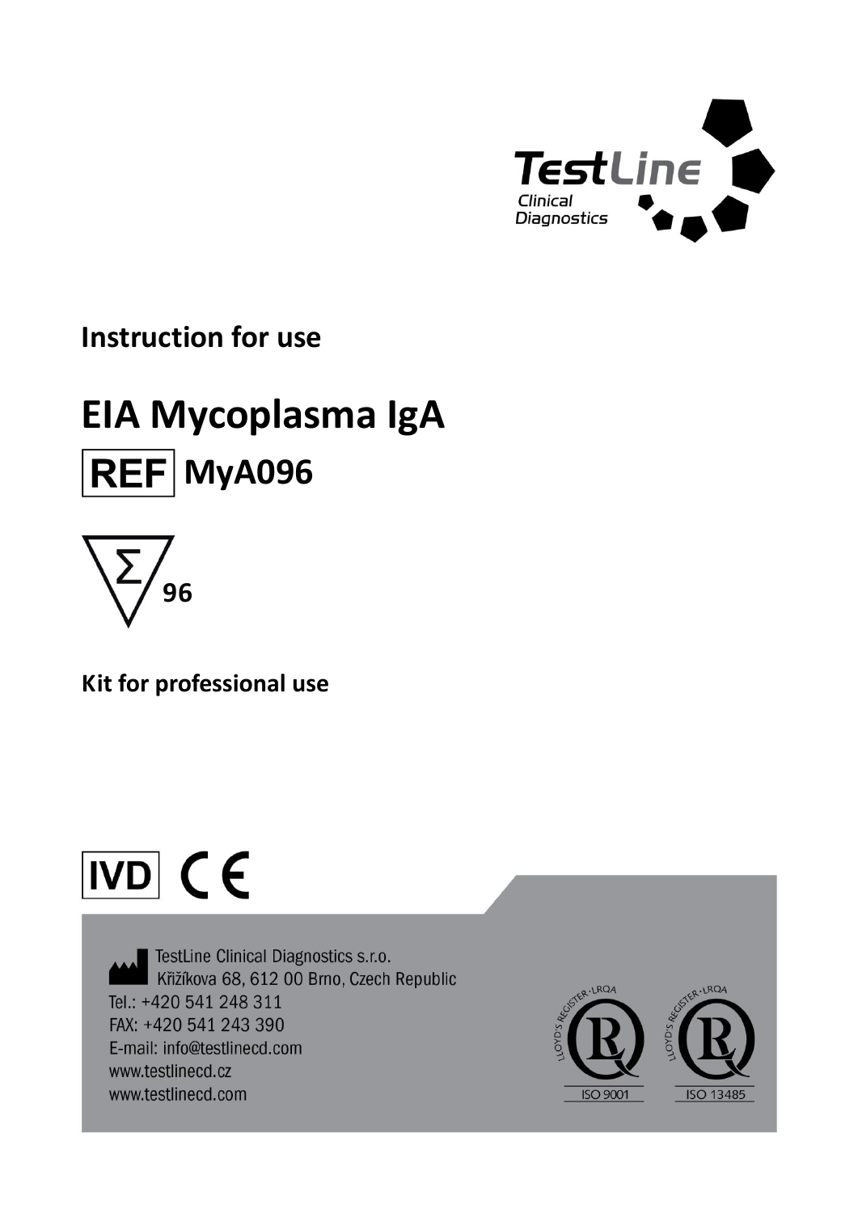TestLine

Clinical Diagnostics

**Instruction for use**

# EIA Mycoplasma IgA

## REF MyA096

Σ 96

**Kit for professional use**

IVD CE

TestLine Clinical Diagnostics s.r.o.
Křižíkova 68, 612 00 Brno, Czech Republic
Tel.: +420 541 248 311
FAX: +420 541 243 390
E-mail: info@testlinecd.com
www.testlinecd.cz
www.testlinecd.com

LLOYD'S REGISTER · LRQA ISO 9001

LLOYD'S REGISTER · LRQA ISO 13485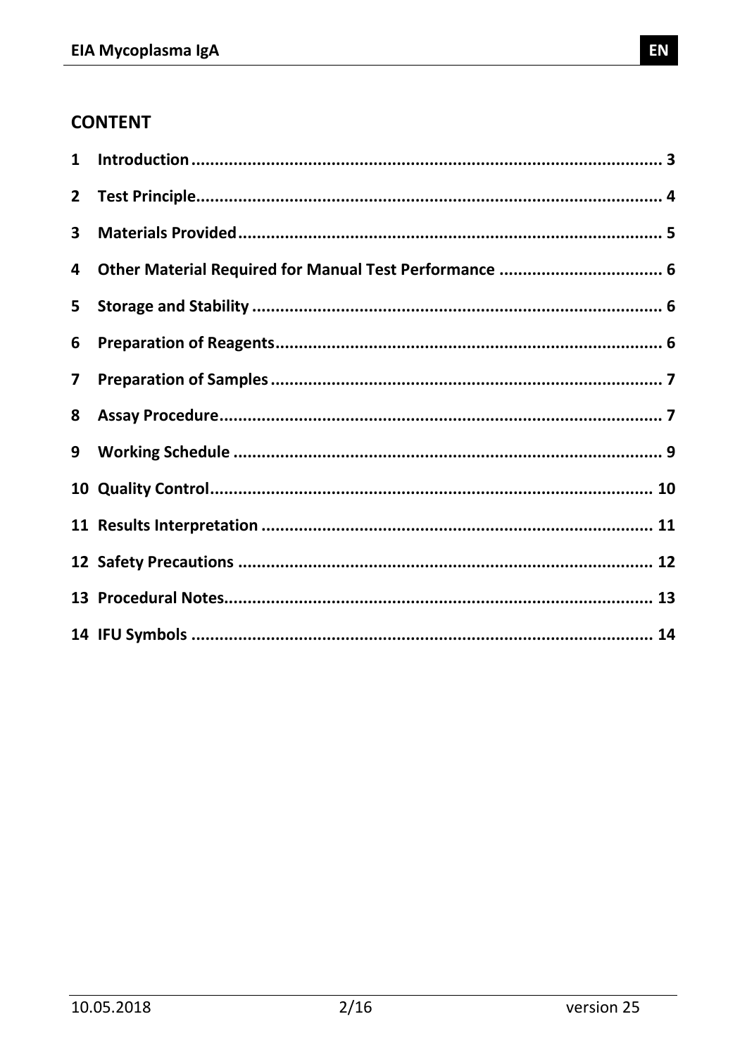## CONTENT

| | | |
|---|---|---|
| 1 | Introduction | 3 |
| 2 | Test Principle | 4 |
| 3 | Materials Provided | 5 |
| 4 | Other Material Required for Manual Test Performance | 6 |
| 5 | Storage and Stability | 6 |
| 6 | Preparation of Reagents | 6 |
| 7 | Preparation of Samples | 7 |
| 8 | Assay Procedure | 7 |
| 9 | Working Schedule | 9 |
| 10 | Quality Control | 10 |
| 11 | Results Interpretation | 11 |
| 12 | Safety Precautions | 12 |
| 13 | Procedural Notes | 13 |
| 14 | IFU Symbols | 14 |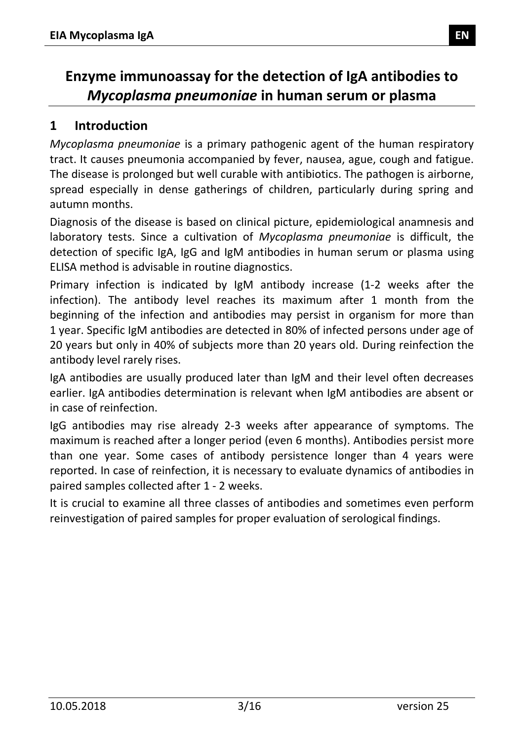# Enzyme immunoassay for the detection of IgA antibodies to *Mycoplasma pneumoniae* in human serum or plasma

## 1 Introduction

*Mycoplasma pneumoniae* is a primary pathogenic agent of the human respiratory tract. It causes pneumonia accompanied by fever, nausea, ague, cough and fatigue. The disease is prolonged but well curable with antibiotics. The pathogen is airborne, spread especially in dense gatherings of children, particularly during spring and autumn months.

Diagnosis of the disease is based on clinical picture, epidemiological anamnesis and laboratory tests. Since a cultivation of *Mycoplasma pneumoniae* is difficult, the detection of specific IgA, IgG and IgM antibodies in human serum or plasma using ELISA method is advisable in routine diagnostics.

Primary infection is indicated by IgM antibody increase (1-2 weeks after the infection). The antibody level reaches its maximum after 1 month from the beginning of the infection and antibodies may persist in organism for more than 1 year. Specific IgM antibodies are detected in 80% of infected persons under age of 20 years but only in 40% of subjects more than 20 years old. During reinfection the antibody level rarely rises.

IgA antibodies are usually produced later than IgM and their level often decreases earlier. IgA antibodies determination is relevant when IgM antibodies are absent or in case of reinfection.

IgG antibodies may rise already 2-3 weeks after appearance of symptoms. The maximum is reached after a longer period (even 6 months). Antibodies persist more than one year. Some cases of antibody persistence longer than 4 years were reported. In case of reinfection, it is necessary to evaluate dynamics of antibodies in paired samples collected after 1 - 2 weeks.

It is crucial to examine all three classes of antibodies and sometimes even perform reinvestigation of paired samples for proper evaluation of serological findings.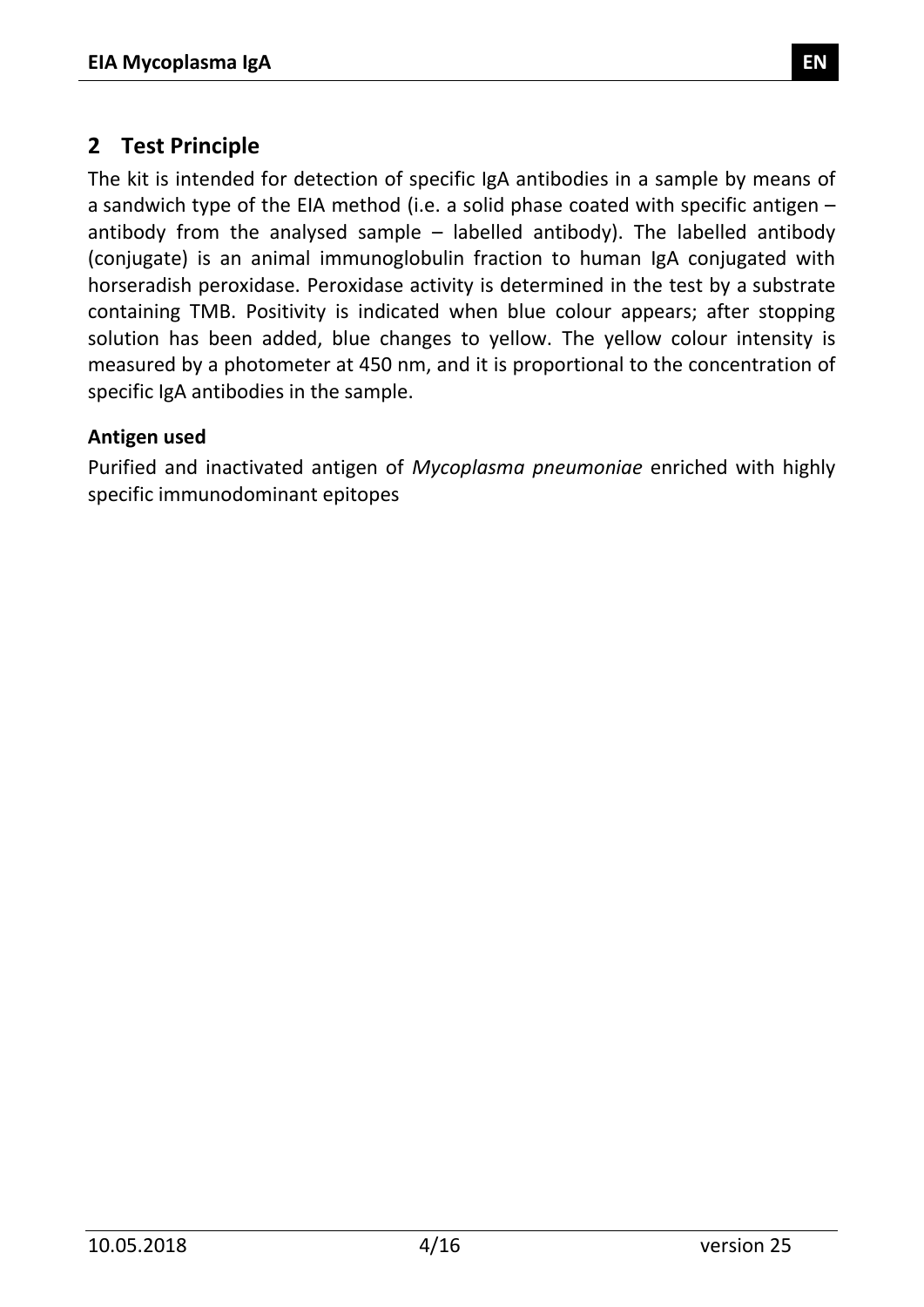## 2 Test Principle

The kit is intended for detection of specific IgA antibodies in a sample by means of a sandwich type of the EIA method (i.e. a solid phase coated with specific antigen – antibody from the analysed sample – labelled antibody). The labelled antibody (conjugate) is an animal immunoglobulin fraction to human IgA conjugated with horseradish peroxidase. Peroxidase activity is determined in the test by a substrate containing TMB. Positivity is indicated when blue colour appears; after stopping solution has been added, blue changes to yellow. The yellow colour intensity is measured by a photometer at 450 nm, and it is proportional to the concentration of specific IgA antibodies in the sample.

**Antigen used**

Purified and inactivated antigen of *Mycoplasma pneumoniae* enriched with highly specific immunodominant epitopes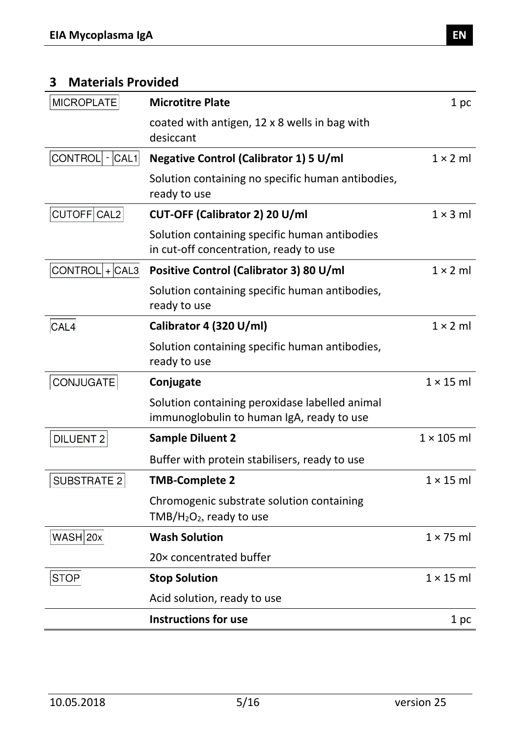## 3 Materials Provided

| Symbol | Component | Quantity |
|---|---|---|
| MICROPLATE | **Microtitre Plate**<br>coated with antigen, 12 x 8 wells in bag with desiccant | 1 pc |
| CONTROL - CAL1 | **Negative Control (Calibrator 1) 5 U/ml**<br>Solution containing no specific human antibodies, ready to use | 1 × 2 ml |
| CUTOFF CAL2 | **CUT-OFF (Calibrator 2) 20 U/ml**<br>Solution containing specific human antibodies in cut-off concentration, ready to use | 1 × 3 ml |
| CONTROL + CAL3 | **Positive Control (Calibrator 3) 80 U/ml**<br>Solution containing specific human antibodies, ready to use | 1 × 2 ml |
| CAL4 | **Calibrator 4 (320 U/ml)**<br>Solution containing specific human antibodies, ready to use | 1 × 2 ml |
| CONJUGATE | **Conjugate**<br>Solution containing peroxidase labelled animal immunoglobulin to human IgA, ready to use | 1 × 15 ml |
| DILUENT 2 | **Sample Diluent 2**<br>Buffer with protein stabilisers, ready to use | 1 × 105 ml |
| SUBSTRATE 2 | **TMB-Complete 2**<br>Chromogenic substrate solution containing TMB/$H_2O_2$, ready to use | 1 × 15 ml |
| WASH 20x | **Wash Solution**<br>20× concentrated buffer | 1 × 75 ml |
| STOP | **Stop Solution**<br>Acid solution, ready to use | 1 × 15 ml |
| | **Instructions for use** | 1 pc |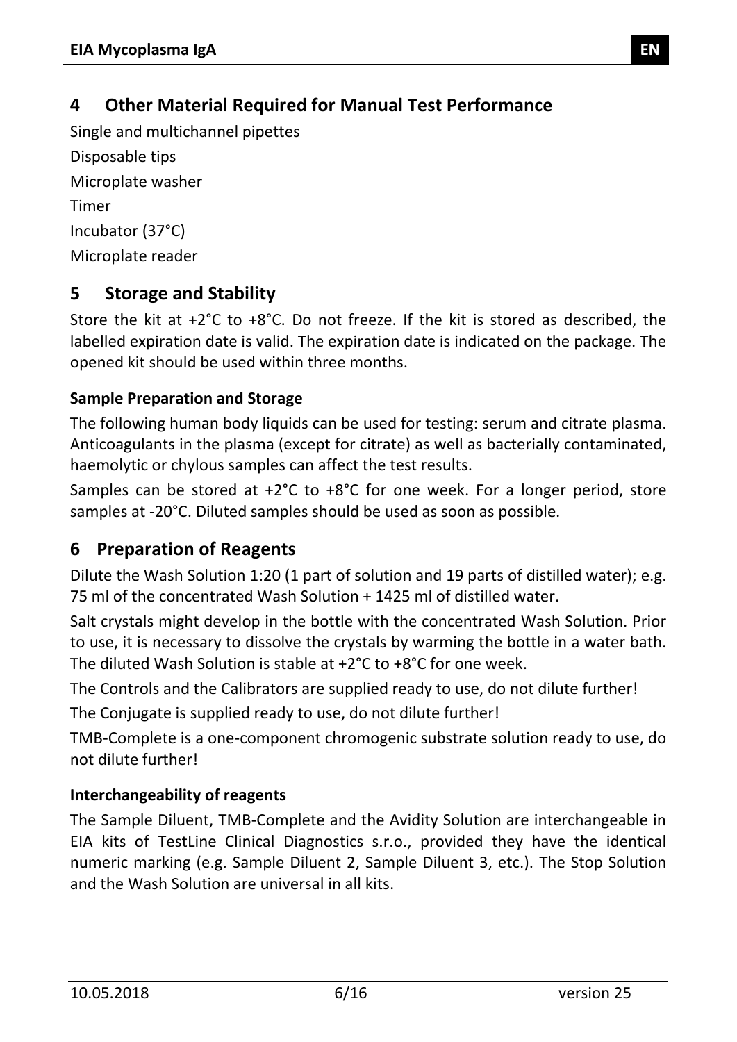## 4 Other Material Required for Manual Test Performance

Single and multichannel pipettes

Disposable tips

Microplate washer

Timer

Incubator (37°C)

Microplate reader

## 5 Storage and Stability

Store the kit at +2°C to +8°C. Do not freeze. If the kit is stored as described, the labelled expiration date is valid. The expiration date is indicated on the package. The opened kit should be used within three months.

#### Sample Preparation and Storage

The following human body liquids can be used for testing: serum and citrate plasma. Anticoagulants in the plasma (except for citrate) as well as bacterially contaminated, haemolytic or chylous samples can affect the test results.

Samples can be stored at +2°C to +8°C for one week. For a longer period, store samples at -20°C. Diluted samples should be used as soon as possible.

## 6 Preparation of Reagents

Dilute the Wash Solution 1:20 (1 part of solution and 19 parts of distilled water); e.g. 75 ml of the concentrated Wash Solution + 1425 ml of distilled water.

Salt crystals might develop in the bottle with the concentrated Wash Solution. Prior to use, it is necessary to dissolve the crystals by warming the bottle in a water bath. The diluted Wash Solution is stable at +2°C to +8°C for one week.

The Controls and the Calibrators are supplied ready to use, do not dilute further!

The Conjugate is supplied ready to use, do not dilute further!

TMB-Complete is a one-component chromogenic substrate solution ready to use, do not dilute further!

#### Interchangeability of reagents

The Sample Diluent, TMB-Complete and the Avidity Solution are interchangeable in EIA kits of TestLine Clinical Diagnostics s.r.o., provided they have the identical numeric marking (e.g. Sample Diluent 2, Sample Diluent 3, etc.). The Stop Solution and the Wash Solution are universal in all kits.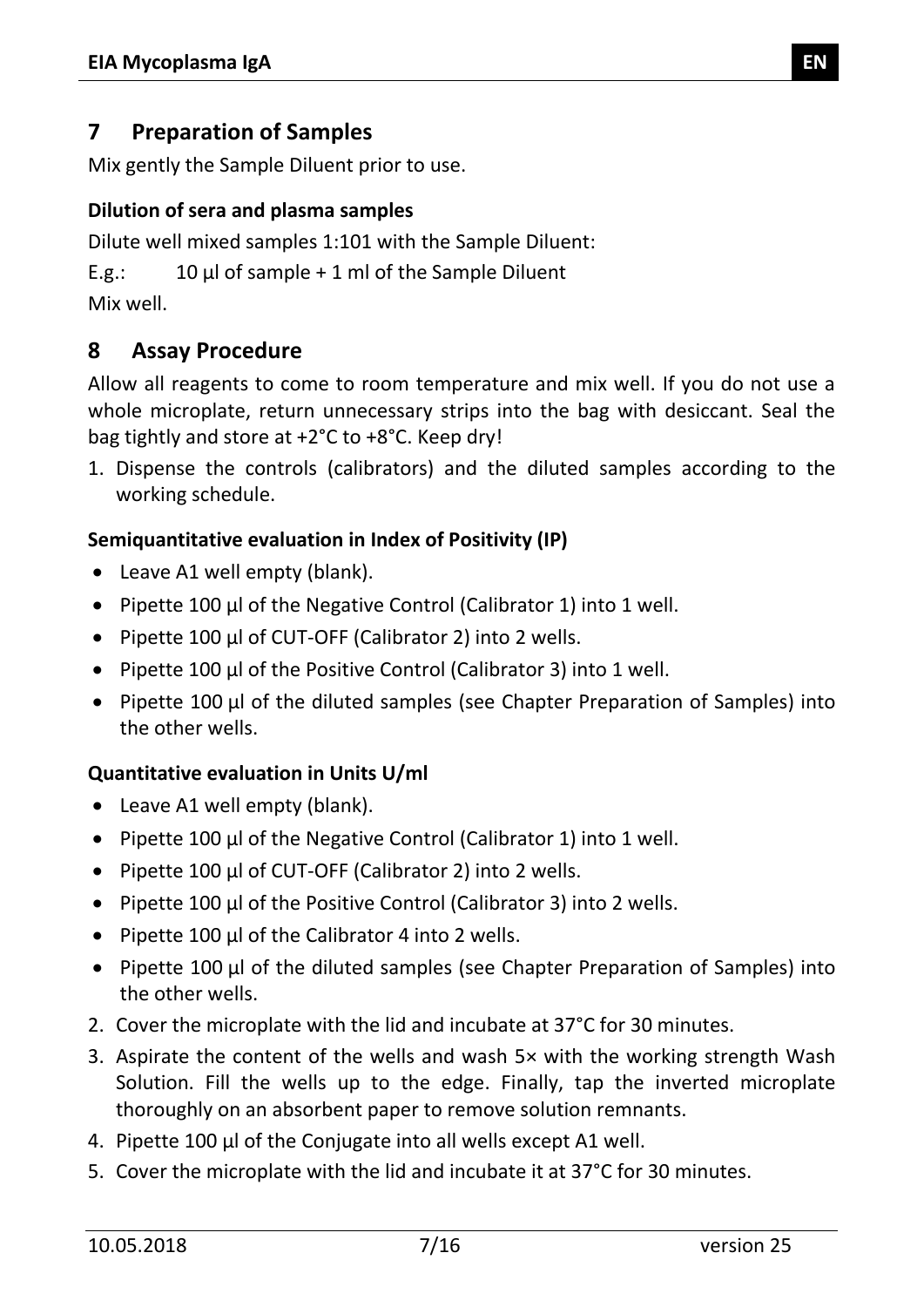## 7 Preparation of Samples

Mix gently the Sample Diluent prior to use.

**Dilution of sera and plasma samples**

Dilute well mixed samples 1:101 with the Sample Diluent:

E.g.: 10 µl of sample + 1 ml of the Sample Diluent

Mix well.

## 8 Assay Procedure

Allow all reagents to come to room temperature and mix well. If you do not use a whole microplate, return unnecessary strips into the bag with desiccant. Seal the bag tightly and store at +2°C to +8°C. Keep dry!

1. Dispense the controls (calibrators) and the diluted samples according to the working schedule.

**Semiquantitative evaluation in Index of Positivity (IP)**

- Leave A1 well empty (blank).
- Pipette 100 µl of the Negative Control (Calibrator 1) into 1 well.
- Pipette 100 µl of CUT-OFF (Calibrator 2) into 2 wells.
- Pipette 100 µl of the Positive Control (Calibrator 3) into 1 well.
- Pipette 100 µl of the diluted samples (see Chapter Preparation of Samples) into the other wells.

**Quantitative evaluation in Units U/ml**

- Leave A1 well empty (blank).
- Pipette 100 µl of the Negative Control (Calibrator 1) into 1 well.
- Pipette 100 µl of CUT-OFF (Calibrator 2) into 2 wells.
- Pipette 100 µl of the Positive Control (Calibrator 3) into 2 wells.
- Pipette 100 µl of the Calibrator 4 into 2 wells.
- Pipette 100 µl of the diluted samples (see Chapter Preparation of Samples) into the other wells.

2. Cover the microplate with the lid and incubate at 37°C for 30 minutes.
3. Aspirate the content of the wells and wash 5× with the working strength Wash Solution. Fill the wells up to the edge. Finally, tap the inverted microplate thoroughly on an absorbent paper to remove solution remnants.
4. Pipette 100 µl of the Conjugate into all wells except A1 well.
5. Cover the microplate with the lid and incubate it at 37°C for 30 minutes.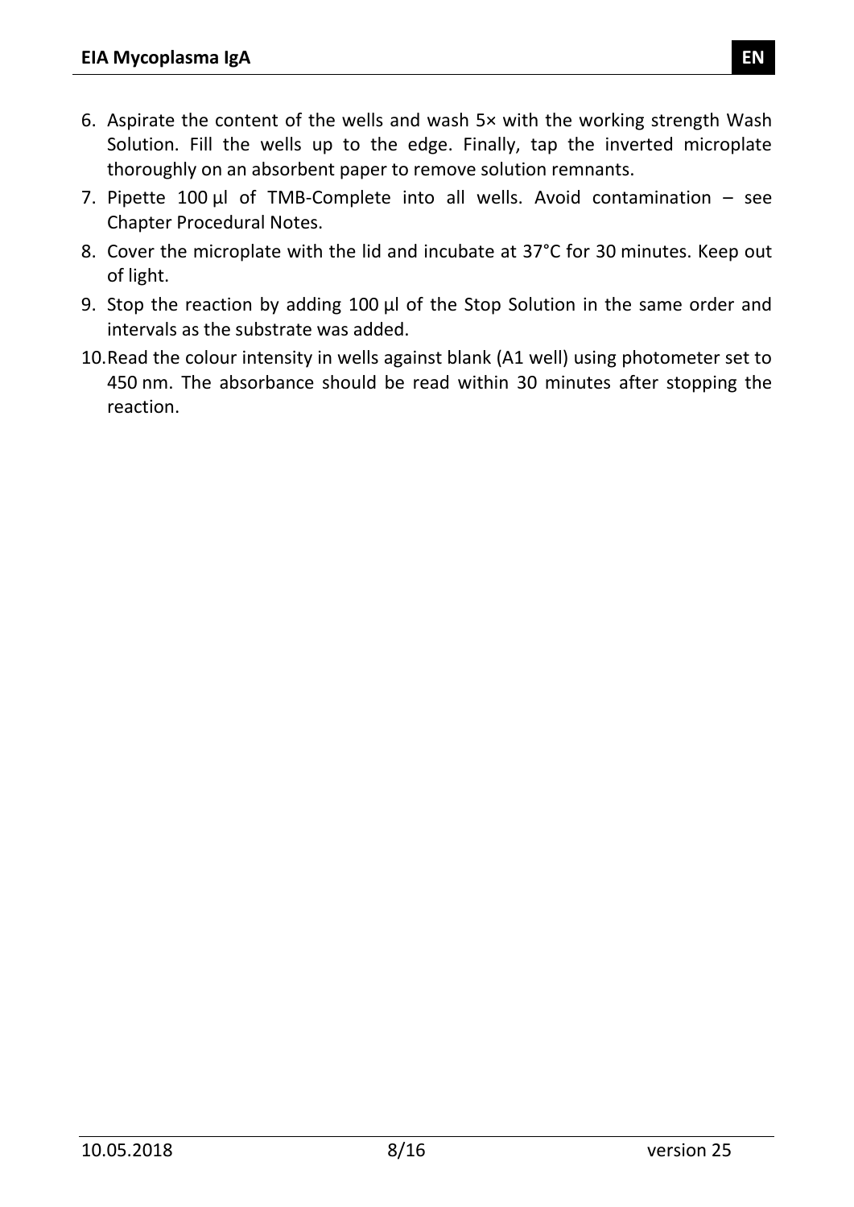6. Aspirate the content of the wells and wash 5× with the working strength Wash Solution. Fill the wells up to the edge. Finally, tap the inverted microplate thoroughly on an absorbent paper to remove solution remnants.
7. Pipette 100 µl of TMB-Complete into all wells. Avoid contamination – see Chapter Procedural Notes.
8. Cover the microplate with the lid and incubate at 37°C for 30 minutes. Keep out of light.
9. Stop the reaction by adding 100 µl of the Stop Solution in the same order and intervals as the substrate was added.
10. Read the colour intensity in wells against blank (A1 well) using photometer set to 450 nm. The absorbance should be read within 30 minutes after stopping the reaction.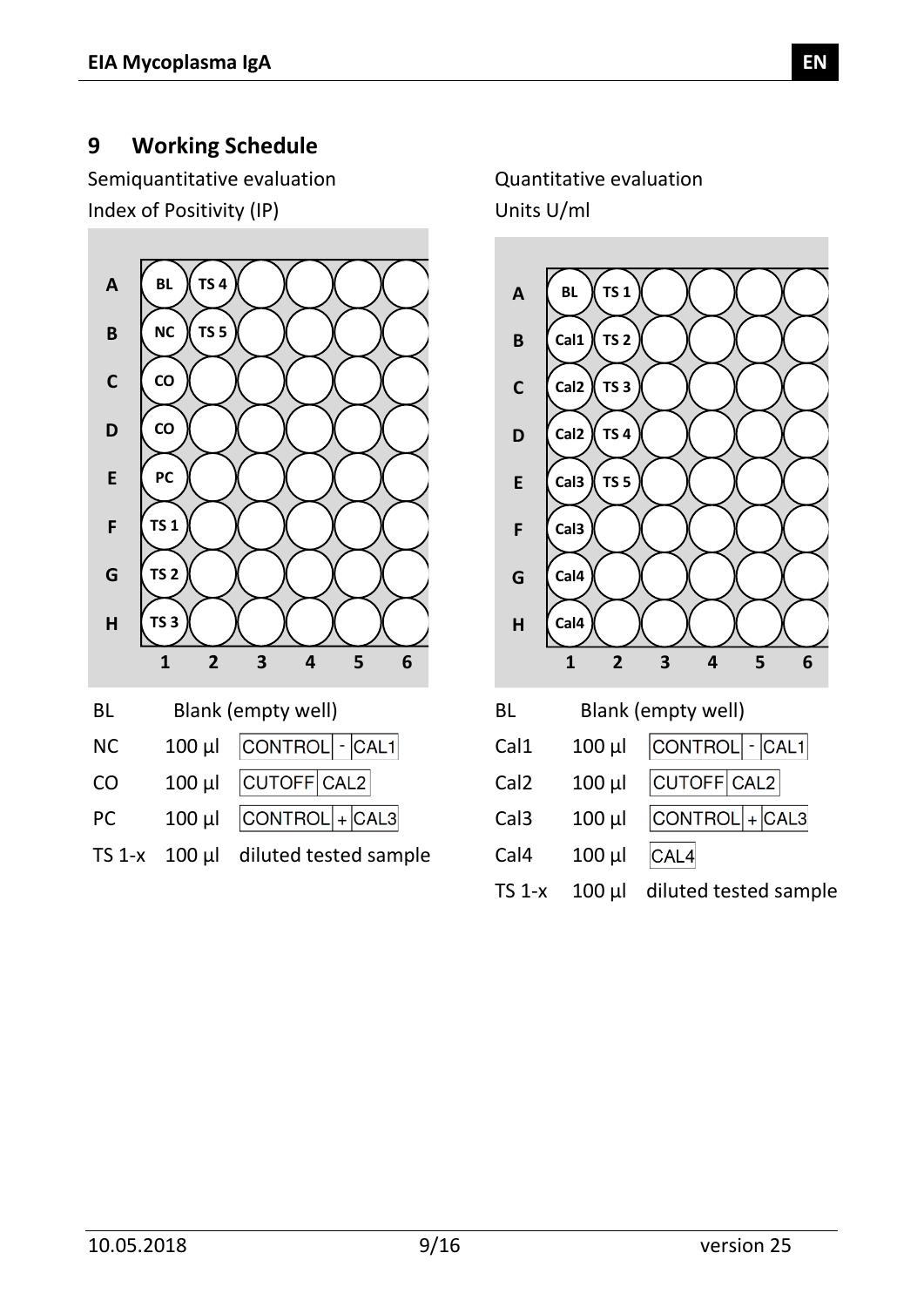## 9 Working Schedule

Semiquantitative evaluation

Index of Positivity (IP)

| | 1 | 2 | 3 | 4 | 5 | 6 |
|---|---|---|---|---|---|---|
| A | BL | TS 4 | | | | |
| B | NC | TS 5 | | | | |
| C | CO | | | | | |
| D | CO | | | | | |
| E | PC | | | | | |
| F | TS 1 | | | | | |
| G | TS 2 | | | | | |
| H | TS 3 | | | | | |

| | | |
|---|---|---|
| BL | Blank (empty well) | |
| NC | 100 µl | CONTROL - CAL1 |
| CO | 100 µl | CUTOFF CAL2 |
| PC | 100 µl | CONTROL + CAL3 |
| TS 1-x | 100 µl | diluted tested sample |

Quantitative evaluation

Units U/ml

| | 1 | 2 | 3 | 4 | 5 | 6 |
|---|---|---|---|---|---|---|
| A | BL | TS 1 | | | | |
| B | Cal1 | TS 2 | | | | |
| C | Cal2 | TS 3 | | | | |
| D | Cal2 | TS 4 | | | | |
| E | Cal3 | TS 5 | | | | |
| F | Cal3 | | | | | |
| G | Cal4 | | | | | |
| H | Cal4 | | | | | |

| | | |
|---|---|---|
| BL | Blank (empty well) | |
| Cal1 | 100 µl | CONTROL - CAL1 |
| Cal2 | 100 µl | CUTOFF CAL2 |
| Cal3 | 100 µl | CONTROL + CAL3 |
| Cal4 | 100 µl | CAL4 |
| TS 1-x | 100 µl | diluted tested sample |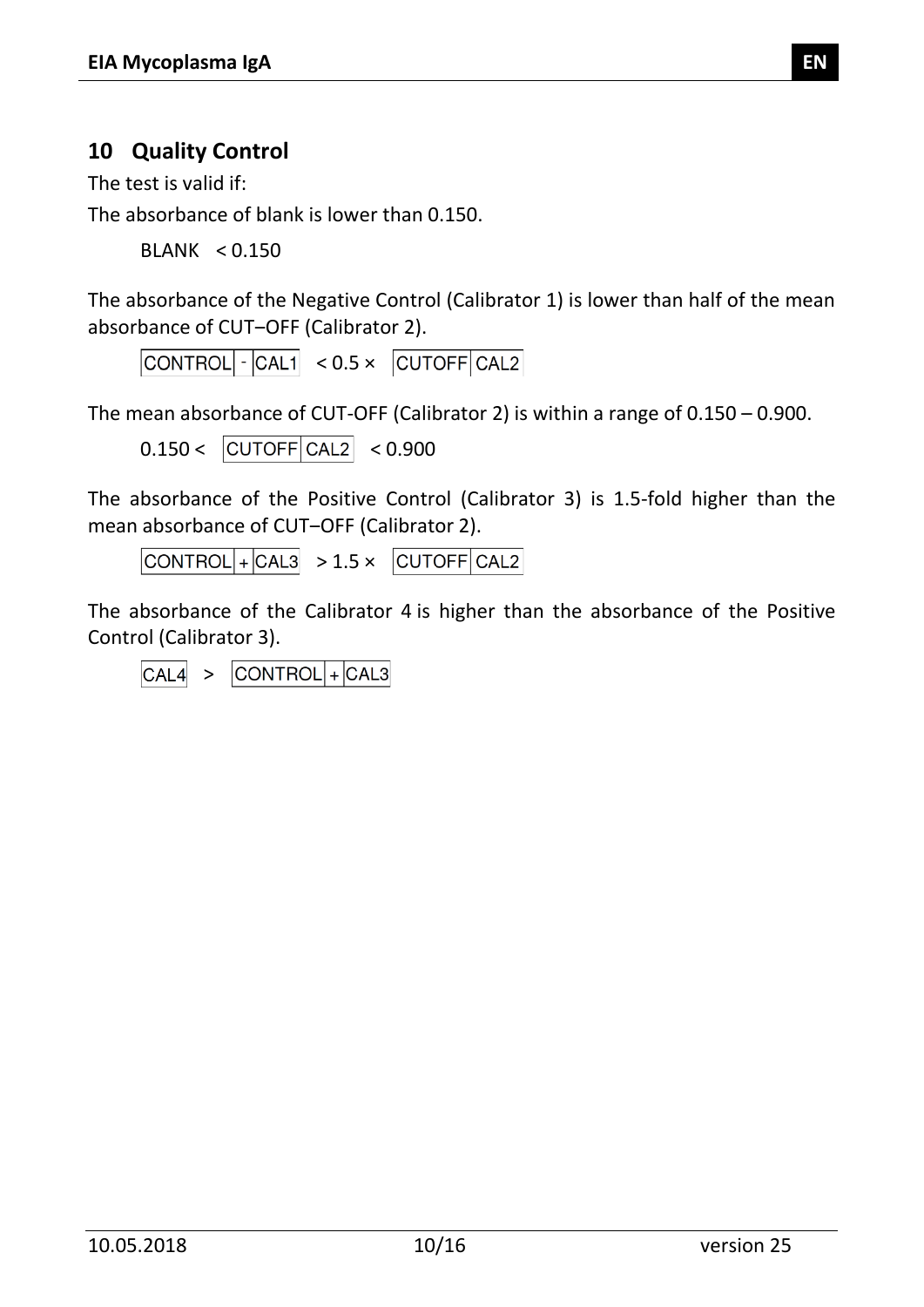## 10 Quality Control

The test is valid if:

The absorbance of blank is lower than 0.150.

BLANK < 0.150

The absorbance of the Negative Control (Calibrator 1) is lower than half of the mean absorbance of CUT–OFF (Calibrator 2).

CONTROL - CAL1 < 0.5 × CUTOFF CAL2

The mean absorbance of CUT-OFF (Calibrator 2) is within a range of 0.150 – 0.900.

0.150 < CUTOFF CAL2 < 0.900

The absorbance of the Positive Control (Calibrator 3) is 1.5-fold higher than the mean absorbance of CUT–OFF (Calibrator 2).

CONTROL + CAL3 > 1.5 × CUTOFF CAL2

The absorbance of the Calibrator 4 is higher than the absorbance of the Positive Control (Calibrator 3).

CAL4 > CONTROL + CAL3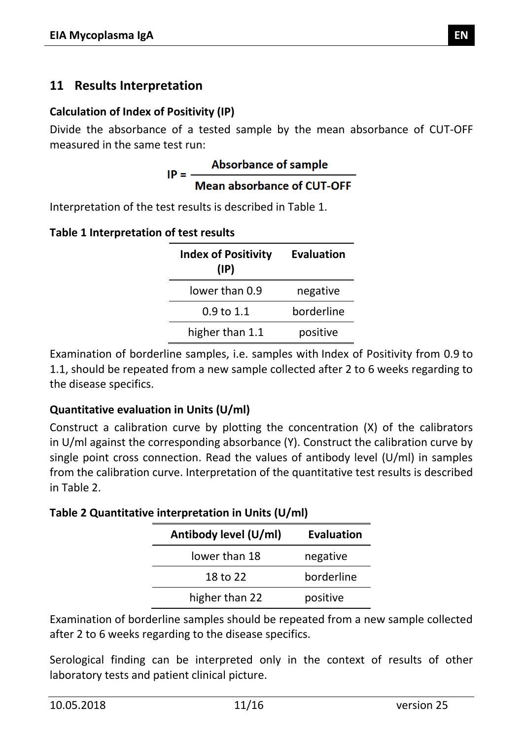## 11 Results Interpretation

**Calculation of Index of Positivity (IP)**

Divide the absorbance of a tested sample by the mean absorbance of CUT-OFF measured in the same test run:

$$IP = \frac{\text{Absorbance of sample}}{\text{Mean absorbance of CUT-OFF}}$$

Interpretation of the test results is described in Table 1.

**Table 1 Interpretation of test results**

| Index of Positivity (IP) | Evaluation |
|---|---|
| lower than 0.9 | negative |
| 0.9 to 1.1 | borderline |
| higher than 1.1 | positive |

Examination of borderline samples, i.e. samples with Index of Positivity from 0.9 to 1.1, should be repeated from a new sample collected after 2 to 6 weeks regarding to the disease specifics.

**Quantitative evaluation in Units (U/ml)**

Construct a calibration curve by plotting the concentration (X) of the calibrators in U/ml against the corresponding absorbance (Y). Construct the calibration curve by single point cross connection. Read the values of antibody level (U/ml) in samples from the calibration curve. Interpretation of the quantitative test results is described in Table 2.

**Table 2 Quantitative interpretation in Units (U/ml)**

| Antibody level (U/ml) | Evaluation |
|---|---|
| lower than 18 | negative |
| 18 to 22 | borderline |
| higher than 22 | positive |

Examination of borderline samples should be repeated from a new sample collected after 2 to 6 weeks regarding to the disease specifics.

Serological finding can be interpreted only in the context of results of other laboratory tests and patient clinical picture.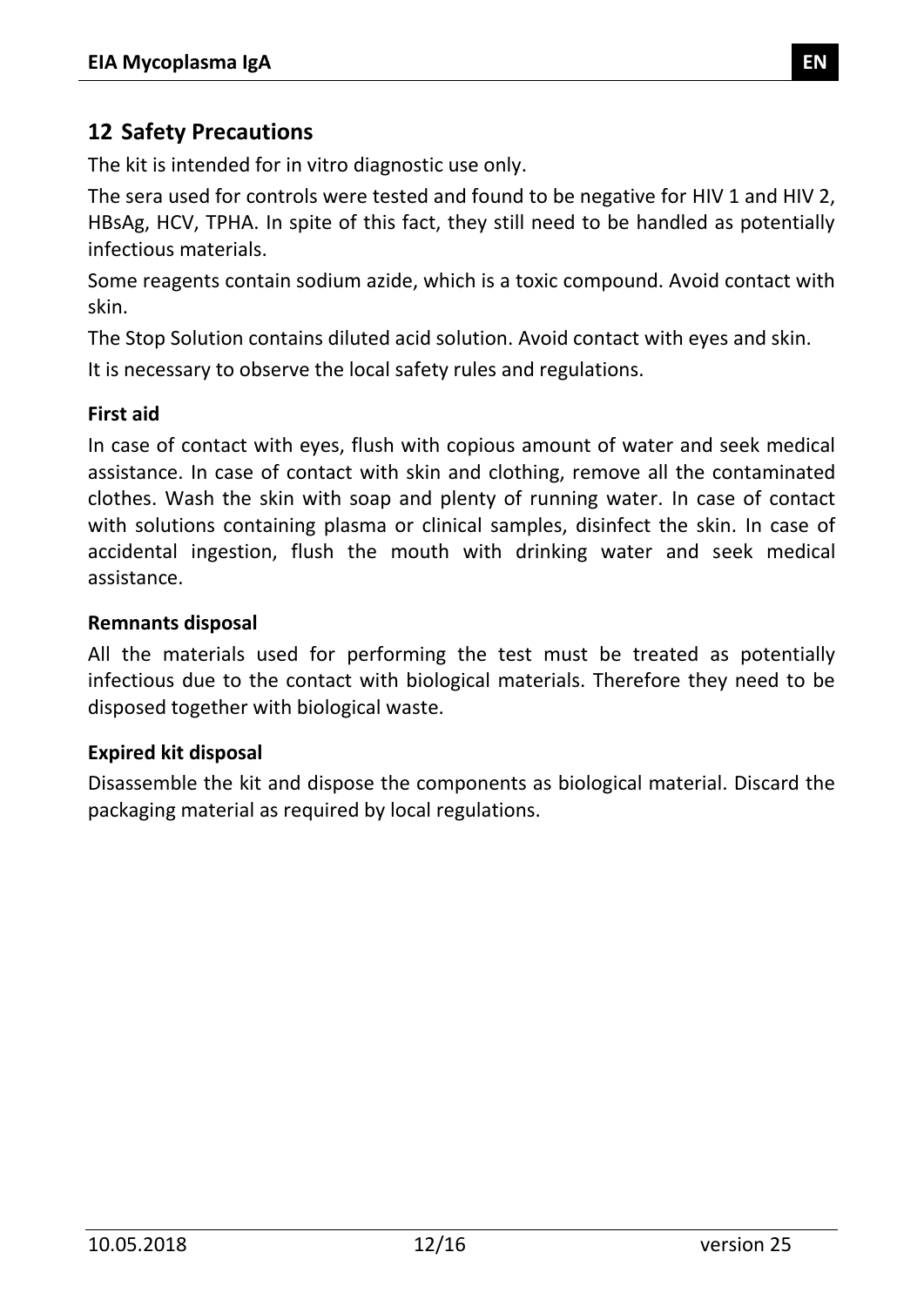## 12 Safety Precautions

The kit is intended for in vitro diagnostic use only.

The sera used for controls were tested and found to be negative for HIV 1 and HIV 2, HBsAg, HCV, TPHA. In spite of this fact, they still need to be handled as potentially infectious materials.

Some reagents contain sodium azide, which is a toxic compound. Avoid contact with skin.

The Stop Solution contains diluted acid solution. Avoid contact with eyes and skin.

It is necessary to observe the local safety rules and regulations.

**First aid**

In case of contact with eyes, flush with copious amount of water and seek medical assistance. In case of contact with skin and clothing, remove all the contaminated clothes. Wash the skin with soap and plenty of running water. In case of contact with solutions containing plasma or clinical samples, disinfect the skin. In case of accidental ingestion, flush the mouth with drinking water and seek medical assistance.

**Remnants disposal**

All the materials used for performing the test must be treated as potentially infectious due to the contact with biological materials. Therefore they need to be disposed together with biological waste.

**Expired kit disposal**

Disassemble the kit and dispose the components as biological material. Discard the packaging material as required by local regulations.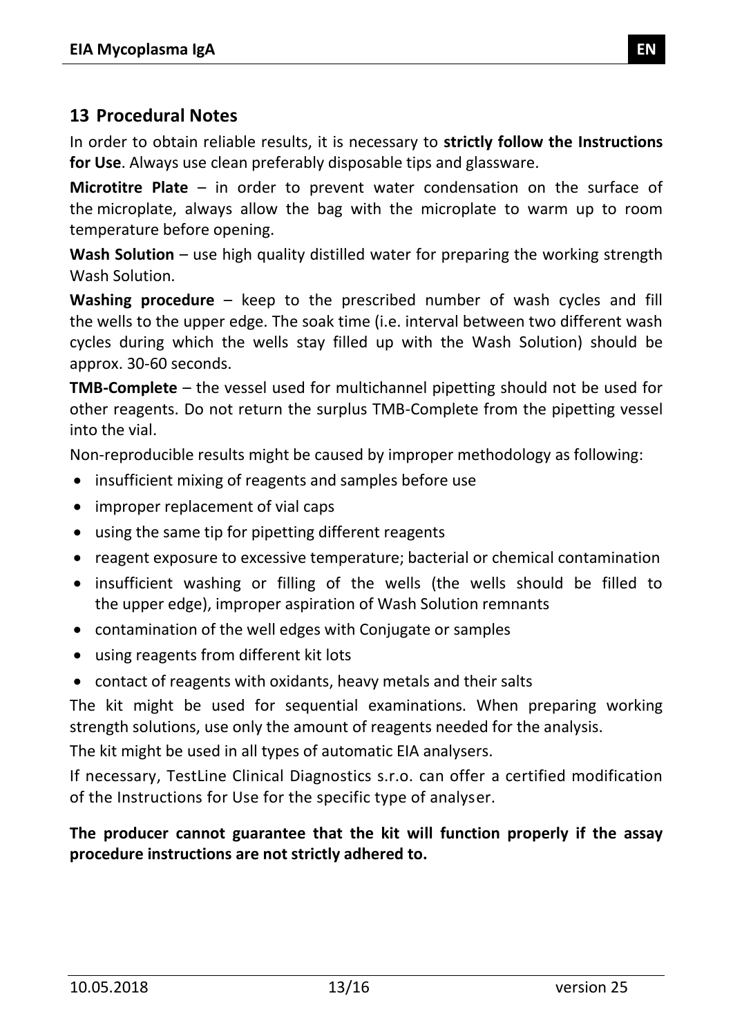## 13 Procedural Notes

In order to obtain reliable results, it is necessary to **strictly follow the Instructions for Use**. Always use clean preferably disposable tips and glassware.

**Microtitre Plate** – in order to prevent water condensation on the surface of the microplate, always allow the bag with the microplate to warm up to room temperature before opening.

**Wash Solution** – use high quality distilled water for preparing the working strength Wash Solution.

**Washing procedure** – keep to the prescribed number of wash cycles and fill the wells to the upper edge. The soak time (i.e. interval between two different wash cycles during which the wells stay filled up with the Wash Solution) should be approx. 30-60 seconds.

**TMB-Complete** – the vessel used for multichannel pipetting should not be used for other reagents. Do not return the surplus TMB-Complete from the pipetting vessel into the vial.

Non-reproducible results might be caused by improper methodology as following:

- insufficient mixing of reagents and samples before use
- improper replacement of vial caps
- using the same tip for pipetting different reagents
- reagent exposure to excessive temperature; bacterial or chemical contamination
- insufficient washing or filling of the wells (the wells should be filled to the upper edge), improper aspiration of Wash Solution remnants
- contamination of the well edges with Conjugate or samples
- using reagents from different kit lots
- contact of reagents with oxidants, heavy metals and their salts

The kit might be used for sequential examinations. When preparing working strength solutions, use only the amount of reagents needed for the analysis.

The kit might be used in all types of automatic EIA analysers.

If necessary, TestLine Clinical Diagnostics s.r.o. can offer a certified modification of the Instructions for Use for the specific type of analyser.

**The producer cannot guarantee that the kit will function properly if the assay procedure instructions are not strictly adhered to.**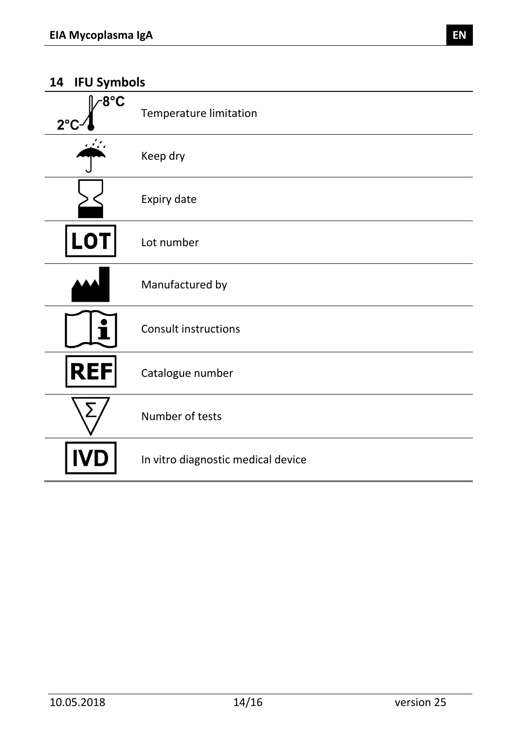## 14 IFU Symbols

| Symbol | Meaning |
|---|---|
| 2°C – 8°C | Temperature limitation |
| | Keep dry |
| | Expiry date |
| LOT | Lot number |
| | Manufactured by |
| | Consult instructions |
| REF | Catalogue number |
| Σ | Number of tests |
| IVD | In vitro diagnostic medical device |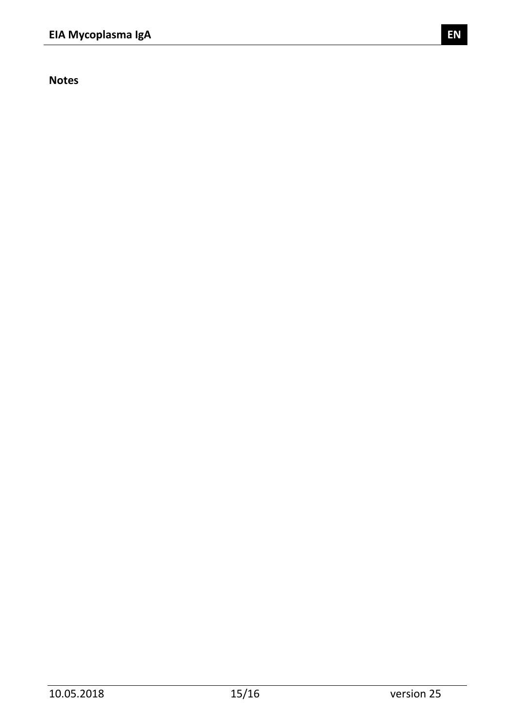**Notes**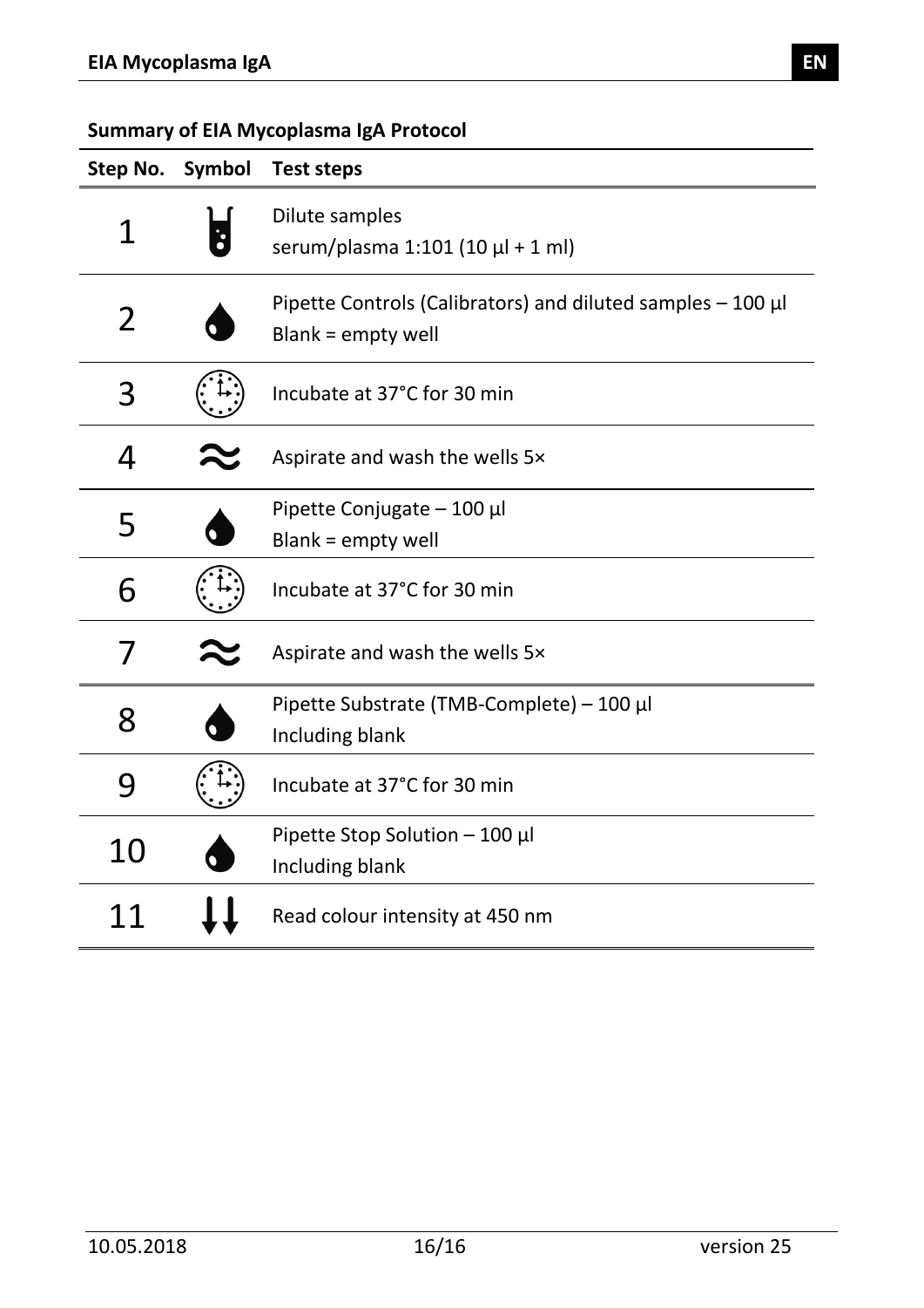## Summary of EIA Mycoplasma IgA Protocol

| Step No. | Symbol | Test steps |
|---|---|---|
| 1 | | Dilute samples<br>serum/plasma 1:101 (10 µl + 1 ml) |
| 2 | | Pipette Controls (Calibrators) and diluted samples – 100 µl<br>Blank = empty well |
| 3 | | Incubate at 37°C for 30 min |
| 4 | | Aspirate and wash the wells 5× |
| 5 | | Pipette Conjugate – 100 µl<br>Blank = empty well |
| 6 | | Incubate at 37°C for 30 min |
| 7 | | Aspirate and wash the wells 5× |
| 8 | | Pipette Substrate (TMB-Complete) – 100 µl<br>Including blank |
| 9 | | Incubate at 37°C for 30 min |
| 10 | | Pipette Stop Solution – 100 µl<br>Including blank |
| 11 | | Read colour intensity at 450 nm |

10.05.2018 version 25